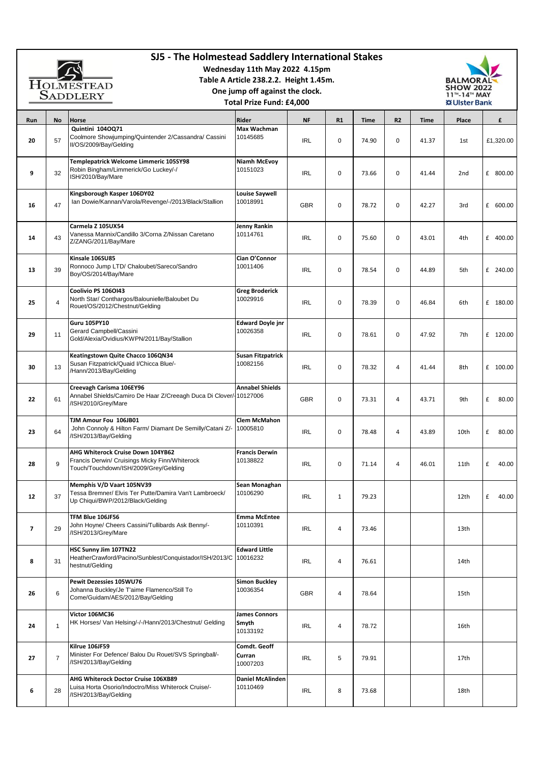# SJ5 - The Holmestead Saddlery International Stakes

**Wednesday 11th May 2022 4.15pm**

**Table A Article 238.2.2. Height 1.45m.**

**One jump off against the clock.**

**Total Prize Fund: £4,000**

| Run | No | Horse | Rider | NF | R1 | Time | R2 | Time | Place | £ |
|---|---|---|---|---|---|---|---|---|---|---|
| 20 | 57 | **Quintini 104OQ71** Coolmore Showjumping/Quintender 2/Cassandra/ Cassini II/OS/2009/Bay/Gelding | **Max Wachman** 10145685 | IRL | 0 | 74.90 | 0 | 41.37 | 1st | £1,320.00 |
| 9 | 32 | **Templepatrick Welcome Limmeric 105SY98** Robin Bingham/Limmerick/Go Luckey/-/ ISH/2010/Bay/Mare | **Niamh McEvoy** 10151023 | IRL | 0 | 73.66 | 0 | 41.44 | 2nd | £ 800.00 |
| 16 | 47 | **Kingsborough Kasper 106DY02** Ian Dowie/Kannan/Varola/Revenge/-/2013/Black/Stallion | **Louise Saywell** 10018991 | GBR | 0 | 78.72 | 0 | 42.27 | 3rd | £ 600.00 |
| 14 | 43 | **Carmela Z 105UX54** Vanessa Mannix/Candillo 3/Corna Z/Nissan Caretano Z/ZANG/2011/Bay/Mare | **Jenny Rankin** 10114761 | IRL | 0 | 75.60 | 0 | 43.01 | 4th | £ 400.00 |
| 13 | 39 | **Kinsale 106SU85** Ronnoco Jump LTD/ Chaloubet/Sareco/Sandro Boy/OS/2014/Bay/Mare | **Cian O'Connor** 10011406 | IRL | 0 | 78.54 | 0 | 44.89 | 5th | £ 240.00 |
| 25 | 4 | **Coolivio PS 106OI43** North Star/ Conthargos/Balounielle/Baloubet Du Rouet/OS/2012/Chestnut/Gelding | **Greg Broderick** 10029916 | IRL | 0 | 78.39 | 0 | 46.84 | 6th | £ 180.00 |
| 29 | 11 | **Guru 105PY10** Gerard Campbell/Cassini Gold/Alexia/Ovidius/KWPN/2011/Bay/Stallion | **Edward Doyle jnr** 10026358 | IRL | 0 | 78.61 | 0 | 47.92 | 7th | £ 120.00 |
| 30 | 13 | **Keatingstown Quite Chacco 106QN34** Susan Fitzpatrick/Quaid I/Chicca Blue/-/Hann/2013/Bay/Gelding | **Susan Fitzpatrick** 10082156 | IRL | 0 | 78.32 | 4 | 41.44 | 8th | £ 100.00 |
| 22 | 61 | **Creevagh Carisma 106EY96** Annabel Shields/Camiro De Haar Z/Creeagh Duca Di Clover/-/ISH/2010/Grey/Mare | **Annabel Shields** 10127006 | GBR | 0 | 73.31 | 4 | 43.71 | 9th | £ 80.00 |
| 23 | 64 | **TJM Amour Fou 106JB01** John Connoly & Hilton Farm/ Diamant De Semilly/Catani Z/-/ISH/2013/Bay/Gelding | **Clem McMahon** 10005810 | IRL | 0 | 78.48 | 4 | 43.89 | 10th | £ 80.00 |
| 28 | 9 | **AHG Whiterock Cruise Down 104YB62** Francis Derwin/ Cruisings Micky Finn/Whiterock Touch/Touchdown/ISH/2009/Grey/Gelding | **Francis Derwin** 10138822 | IRL | 0 | 71.14 | 4 | 46.01 | 11th | £ 40.00 |
| 12 | 37 | **Memphis V/D Vaart 105NV39** Tessa Bremner/ Elvis Ter Putte/Damira Van't Lambroeck/ Up Chiqui/BWP/2012/Black/Gelding | **Sean Monaghan** 10106290 | IRL | 1 | 79.23 | | | 12th | £ 40.00 |
| 7 | 29 | **TFM Blue 106JF56** John Hoyne/ Cheers Cassini/Tullibards Ask Benny/-/ISH/2013/Grey/Mare | **Emma McEntee** 10110391 | IRL | 4 | 73.46 | | | 13th | |
| 8 | 31 | **HSC Sunny Jim 107TN22** HeatherCrawford/Pacino/Sunblest/Conquistador/ISH/2013/Chestnut/Gelding | **Edward Little** 10016232 | IRL | 4 | 76.61 | | | 14th | |
| 26 | 6 | **Pewit Dezessies 105WU76** Johanna Buckley/Je T'aime Flamenco/Still To Come/Guidam/AES/2012/Bay/Gelding | **Simon Buckley** 10036354 | GBR | 4 | 78.64 | | | 15th | |
| 24 | 1 | **Victor 106MC36** HK Horses/ Van Helsing/-/-/Hann/2013/Chestnut/ Gelding | **James Connors Smyth** 10133192 | IRL | 4 | 78.72 | | | 16th | |
| 27 | 7 | **Kilrue 106JF59** Minister For Defence/ Balou Du Rouet/SVS Springball/-/ISH/2013/Bay/Gelding | **Comdt. Geoff Curran** 10007203 | IRL | 5 | 79.91 | | | 17th | |
| 6 | 28 | **AHG Whiterock Doctor Cruise 106XB89** Luisa Horta Osorio/Indoctro/Miss Whiterock Cruise/-/ISH/2013/Bay/Gelding | **Daniel McAlinden** 10110469 | IRL | 8 | 73.68 | | | 18th | |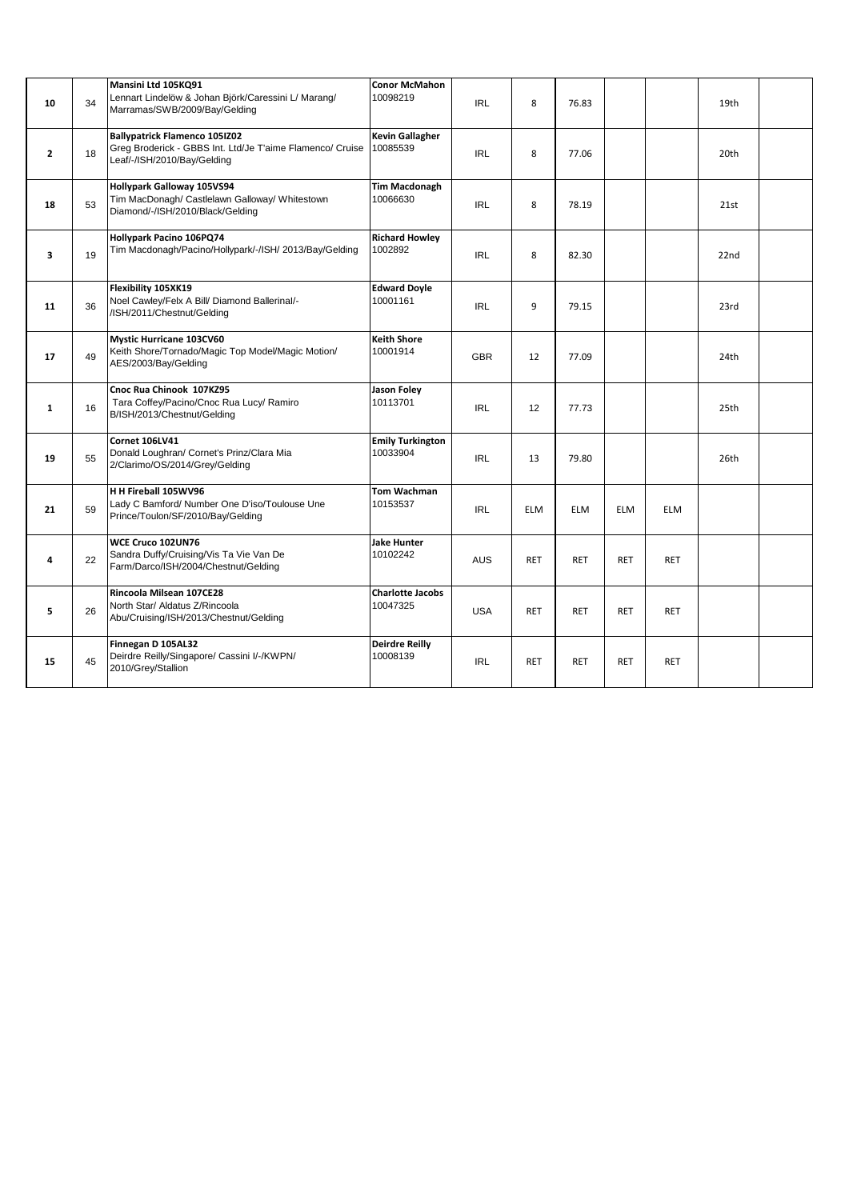| | | | | | | | | | | |
|---|---|---|---|---|---|---|---|---|---|---|
| 10 | 34 | **Mansini Ltd 105KQ91** Lennart Lindelöw & Johan Björk/Caressini L/ Marang/ Marramas/SWB/2009/Bay/Gelding | **Conor McMahon** 10098219 | IRL | 8 | 76.83 | | | 19th | |
| 2 | 18 | **Ballypatrick Flamenco 105IZ02** Greg Broderick - GBBS Int. Ltd/Je T'aime Flamenco/ Cruise Leaf/-/ISH/2010/Bay/Gelding | **Kevin Gallagher** 10085539 | IRL | 8 | 77.06 | | | 20th | |
| 18 | 53 | **Hollypark Galloway 105VS94** Tim MacDonagh/ Castlelawn Galloway/ Whitestown Diamond/-/ISH/2010/Black/Gelding | **Tim Macdonagh** 10066630 | IRL | 8 | 78.19 | | | 21st | |
| 3 | 19 | **Hollypark Pacino 106PQ74** Tim Macdonagh/Pacino/Hollypark/-/ISH/ 2013/Bay/Gelding | **Richard Howley** 1002892 | IRL | 8 | 82.30 | | | 22nd | |
| 11 | 36 | **Flexibility 105XK19** Noel Cawley/Felx A Bill/ Diamond Ballerina/-/ISH/2011/Chestnut/Gelding | **Edward Doyle** 10001161 | IRL | 9 | 79.15 | | | 23rd | |
| 17 | 49 | **Mystic Hurricane 103CV60** Keith Shore/Tornado/Magic Top Model/Magic Motion/ AES/2003/Bay/Gelding | **Keith Shore** 10001914 | GBR | 12 | 77.09 | | | 24th | |
| 1 | 16 | **Cnoc Rua Chinook 107KZ95** Tara Coffey/Pacino/Cnoc Rua Lucy/ Ramiro B/ISH/2013/Chestnut/Gelding | **Jason Foley** 10113701 | IRL | 12 | 77.73 | | | 25th | |
| 19 | 55 | **Cornet 106LV41** Donald Loughran/ Cornet's Prinz/Clara Mia 2/Clarimo/OS/2014/Grey/Gelding | **Emily Turkington** 10033904 | IRL | 13 | 79.80 | | | 26th | |
| 21 | 59 | **H H Fireball 105WV96** Lady C Bamford/ Number One D'iso/Toulouse Une Prince/Toulon/SF/2010/Bay/Gelding | **Tom Wachman** 10153537 | IRL | ELM | ELM | ELM | ELM | | |
| 4 | 22 | **WCE Cruco 102UN76** Sandra Duffy/Cruising/Vis Ta Vie Van De Farm/Darco/ISH/2004/Chestnut/Gelding | **Jake Hunter** 10102242 | AUS | RET | RET | RET | RET | | |
| 5 | 26 | **Rincoola Milsean 107CE28** North Star/ Aldatus Z/Rincoola Abu/Cruising/ISH/2013/Chestnut/Gelding | **Charlotte Jacobs** 10047325 | USA | RET | RET | RET | RET | | |
| 15 | 45 | **Finnegan D 105AL32** Deirdre Reilly/Singapore/ Cassini I/-/KWPN/ 2010/Grey/Stallion | **Deirdre Reilly** 10008139 | IRL | RET | RET | RET | RET | | |